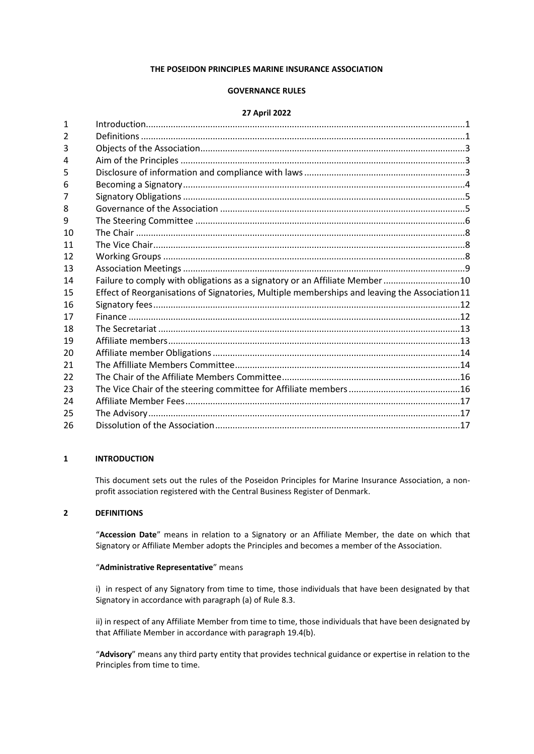**THE POSEIDON PRINCIPLES MARINE INSURANCE ASSOCIATION**

**GOVERNANCE RULES**

**27 April 2022**

| | | |
|---|---|---|
| 1 | Introduction | 1 |
| 2 | Definitions | 1 |
| 3 | Objects of the Association | 3 |
| 4 | Aim of the Principles | 3 |
| 5 | Disclosure of information and compliance with laws | 3 |
| 6 | Becoming a Signatory | 4 |
| 7 | Signatory Obligations | 5 |
| 8 | Governance of the Association | 5 |
| 9 | The Steering Committee | 6 |
| 10 | The Chair | 8 |
| 11 | The Vice Chair | 8 |
| 12 | Working Groups | 8 |
| 13 | Association Meetings | 9 |
| 14 | Failure to comply with obligations as a signatory or an Affiliate Member | 10 |
| 15 | Effect of Reorganisations of Signatories, Multiple memberships and leaving the Association | 11 |
| 16 | Signatory fees | 12 |
| 17 | Finance | 12 |
| 18 | The Secretariat | 13 |
| 19 | Affiliate members | 13 |
| 20 | Affiliate member Obligations | 14 |
| 21 | The Affilliate Members Committee | 14 |
| 22 | The Chair of the Affiliate Members Committee | 16 |
| 23 | The Vice Chair of the steering committee for Affiliate members | 16 |
| 24 | Affiliate Member Fees | 17 |
| 25 | The Advisory | 17 |
| 26 | Dissolution of the Association | 17 |

## 1 INTRODUCTION

This document sets out the rules of the Poseidon Principles for Marine Insurance Association, a non-profit association registered with the Central Business Register of Denmark.

## 2 DEFINITIONS

"**Accession Date**" means in relation to a Signatory or an Affiliate Member, the date on which that Signatory or Affiliate Member adopts the Principles and becomes a member of the Association.

"**Administrative Representative**" means

i) in respect of any Signatory from time to time, those individuals that have been designated by that Signatory in accordance with paragraph (a) of Rule 8.3.

ii) in respect of any Affiliate Member from time to time, those individuals that have been designated by that Affiliate Member in accordance with paragraph 19.4(b).

"**Advisory**" means any third party entity that provides technical guidance or expertise in relation to the Principles from time to time.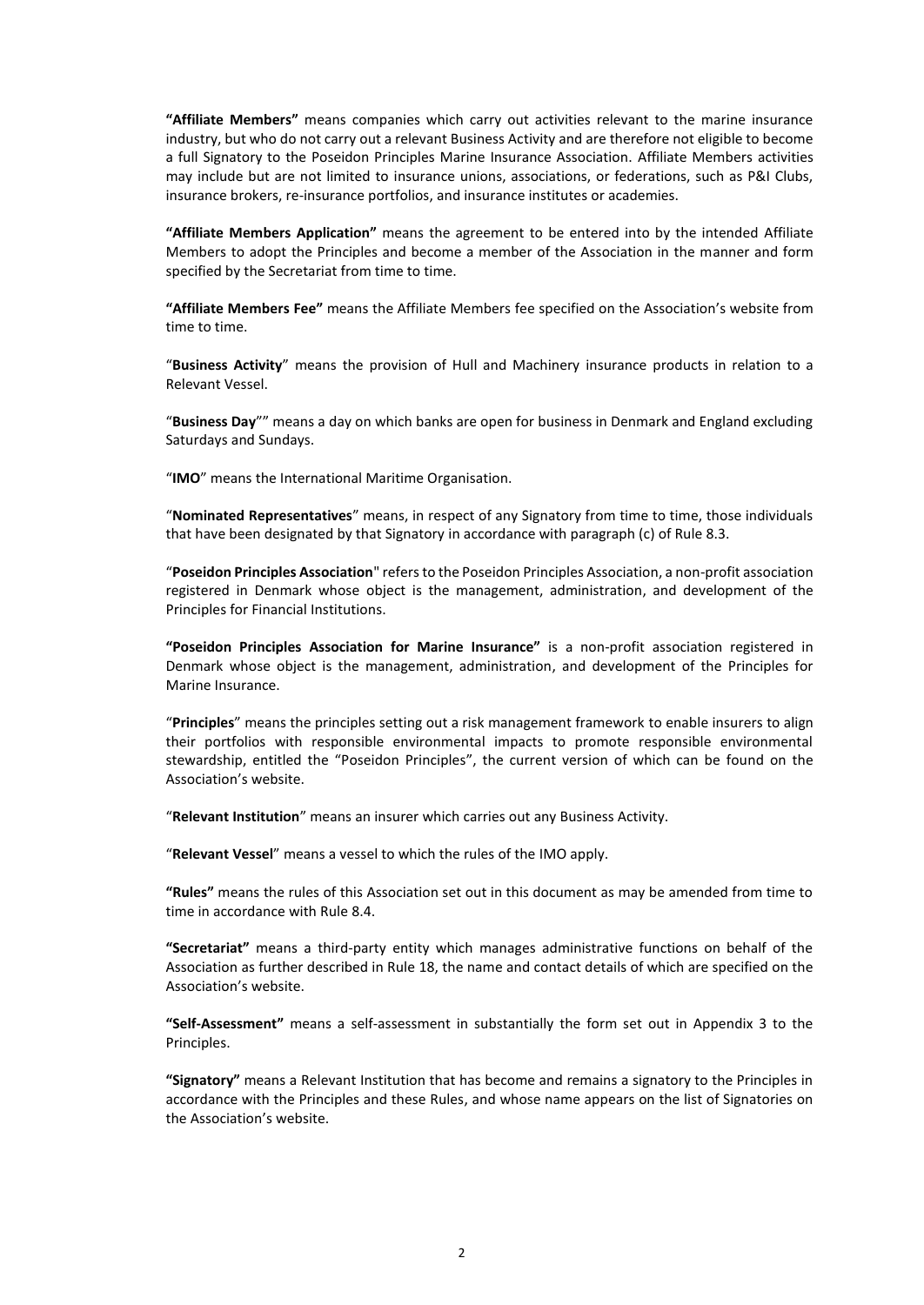**"Affiliate Members"** means companies which carry out activities relevant to the marine insurance industry, but who do not carry out a relevant Business Activity and are therefore not eligible to become a full Signatory to the Poseidon Principles Marine Insurance Association. Affiliate Members activities may include but are not limited to insurance unions, associations, or federations, such as P&I Clubs, insurance brokers, re-insurance portfolios, and insurance institutes or academies.

**"Affiliate Members Application"** means the agreement to be entered into by the intended Affiliate Members to adopt the Principles and become a member of the Association in the manner and form specified by the Secretariat from time to time.

**"Affiliate Members Fee"** means the Affiliate Members fee specified on the Association's website from time to time.

"**Business Activity**" means the provision of Hull and Machinery insurance products in relation to a Relevant Vessel.

"**Business Day**"" means a day on which banks are open for business in Denmark and England excluding Saturdays and Sundays.

"**IMO**" means the International Maritime Organisation.

"**Nominated Representatives**" means, in respect of any Signatory from time to time, those individuals that have been designated by that Signatory in accordance with paragraph (c) of Rule 8.3.

"**Poseidon Principles Association**" refers to the Poseidon Principles Association, a non-profit association registered in Denmark whose object is the management, administration, and development of the Principles for Financial Institutions.

**"Poseidon Principles Association for Marine Insurance"** is a non-profit association registered in Denmark whose object is the management, administration, and development of the Principles for Marine Insurance.

"**Principles**" means the principles setting out a risk management framework to enable insurers to align their portfolios with responsible environmental impacts to promote responsible environmental stewardship, entitled the "Poseidon Principles", the current version of which can be found on the Association's website.

"**Relevant Institution**" means an insurer which carries out any Business Activity.

"**Relevant Vessel**" means a vessel to which the rules of the IMO apply.

**"Rules"** means the rules of this Association set out in this document as may be amended from time to time in accordance with Rule 8.4.

**"Secretariat"** means a third-party entity which manages administrative functions on behalf of the Association as further described in Rule 18, the name and contact details of which are specified on the Association's website.

**"Self-Assessment"** means a self-assessment in substantially the form set out in Appendix 3 to the Principles.

**"Signatory"** means a Relevant Institution that has become and remains a signatory to the Principles in accordance with the Principles and these Rules, and whose name appears on the list of Signatories on the Association's website.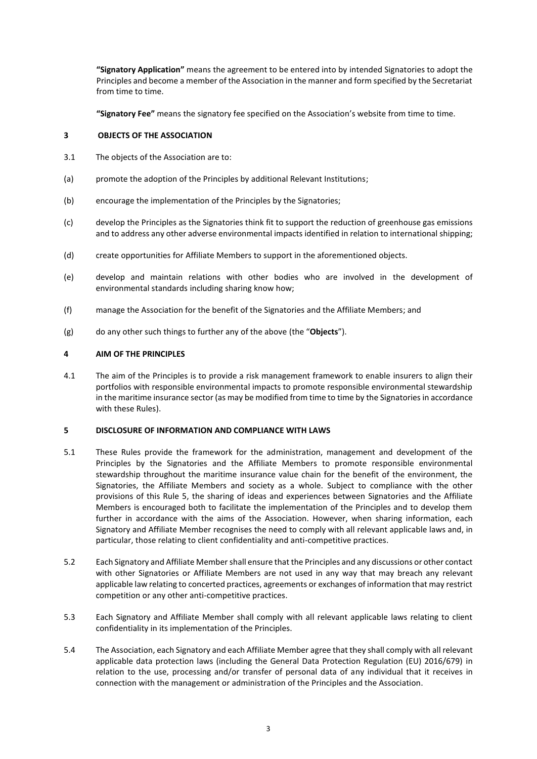**"Signatory Application"** means the agreement to be entered into by intended Signatories to adopt the Principles and become a member of the Association in the manner and form specified by the Secretariat from time to time.

**"Signatory Fee"** means the signatory fee specified on the Association's website from time to time.

## 3 OBJECTS OF THE ASSOCIATION

3.1 The objects of the Association are to:

(a) promote the adoption of the Principles by additional Relevant Institutions;

(b) encourage the implementation of the Principles by the Signatories;

(c) develop the Principles as the Signatories think fit to support the reduction of greenhouse gas emissions and to address any other adverse environmental impacts identified in relation to international shipping;

(d) create opportunities for Affiliate Members to support in the aforementioned objects.

(e) develop and maintain relations with other bodies who are involved in the development of environmental standards including sharing know how;

(f) manage the Association for the benefit of the Signatories and the Affiliate Members; and

(g) do any other such things to further any of the above (the "**Objects**").

## 4 AIM OF THE PRINCIPLES

4.1 The aim of the Principles is to provide a risk management framework to enable insurers to align their portfolios with responsible environmental impacts to promote responsible environmental stewardship in the maritime insurance sector (as may be modified from time to time by the Signatories in accordance with these Rules).

## 5 DISCLOSURE OF INFORMATION AND COMPLIANCE WITH LAWS

5.1 These Rules provide the framework for the administration, management and development of the Principles by the Signatories and the Affiliate Members to promote responsible environmental stewardship throughout the maritime insurance value chain for the benefit of the environment, the Signatories, the Affiliate Members and society as a whole. Subject to compliance with the other provisions of this Rule 5, the sharing of ideas and experiences between Signatories and the Affiliate Members is encouraged both to facilitate the implementation of the Principles and to develop them further in accordance with the aims of the Association. However, when sharing information, each Signatory and Affiliate Member recognises the need to comply with all relevant applicable laws and, in particular, those relating to client confidentiality and anti-competitive practices.

5.2 Each Signatory and Affiliate Member shall ensure that the Principles and any discussions or other contact with other Signatories or Affiliate Members are not used in any way that may breach any relevant applicable law relating to concerted practices, agreements or exchanges of information that may restrict competition or any other anti-competitive practices.

5.3 Each Signatory and Affiliate Member shall comply with all relevant applicable laws relating to client confidentiality in its implementation of the Principles.

5.4 The Association, each Signatory and each Affiliate Member agree that they shall comply with all relevant applicable data protection laws (including the General Data Protection Regulation (EU) 2016/679) in relation to the use, processing and/or transfer of personal data of any individual that it receives in connection with the management or administration of the Principles and the Association.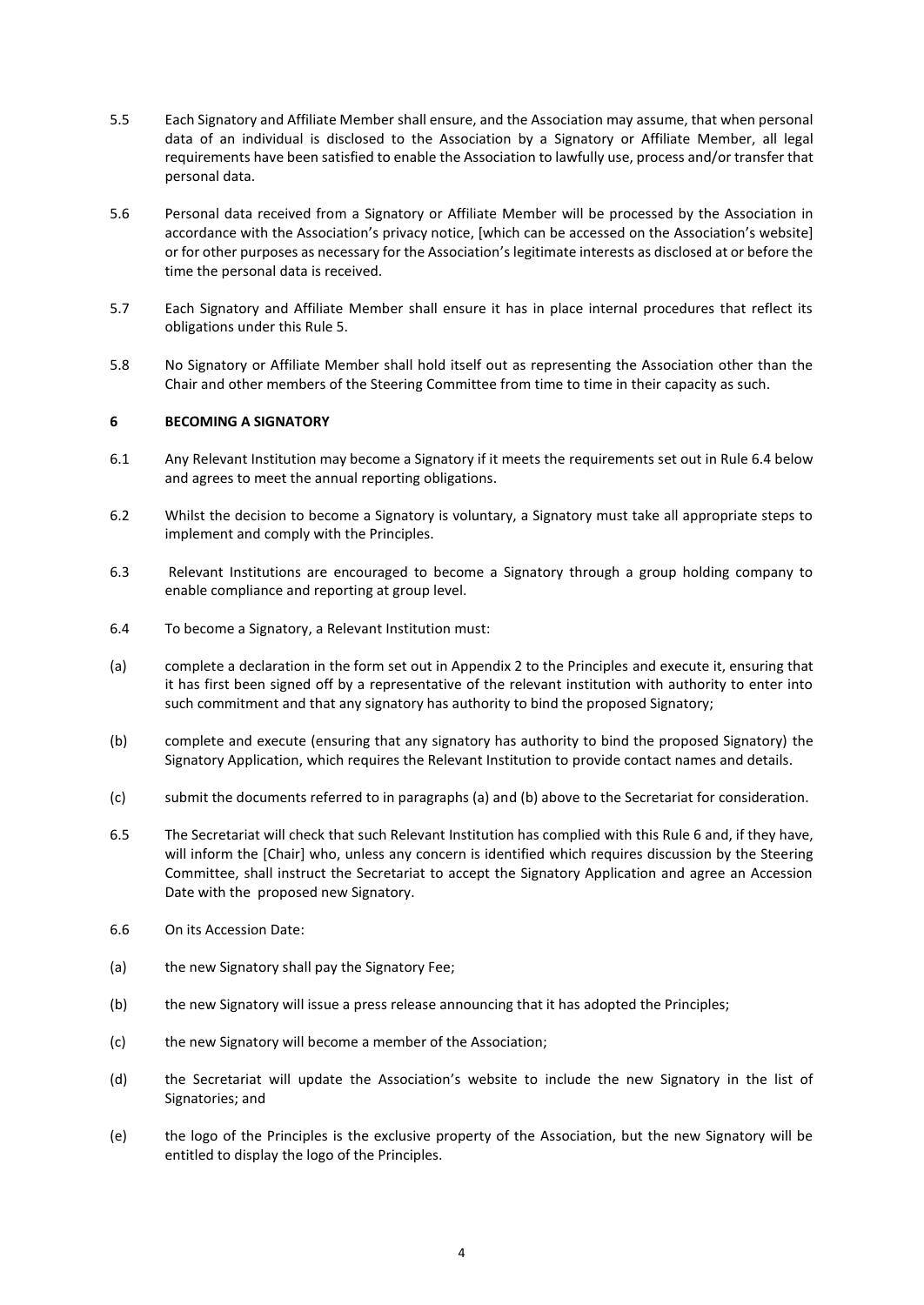5.5 Each Signatory and Affiliate Member shall ensure, and the Association may assume, that when personal data of an individual is disclosed to the Association by a Signatory or Affiliate Member, all legal requirements have been satisfied to enable the Association to lawfully use, process and/or transfer that personal data.

5.6 Personal data received from a Signatory or Affiliate Member will be processed by the Association in accordance with the Association's privacy notice, [which can be accessed on the Association's website] or for other purposes as necessary for the Association's legitimate interests as disclosed at or before the time the personal data is received.

5.7 Each Signatory and Affiliate Member shall ensure it has in place internal procedures that reflect its obligations under this Rule 5.

5.8 No Signatory or Affiliate Member shall hold itself out as representing the Association other than the Chair and other members of the Steering Committee from time to time in their capacity as such.

## 6 BECOMING A SIGNATORY

6.1 Any Relevant Institution may become a Signatory if it meets the requirements set out in Rule 6.4 below and agrees to meet the annual reporting obligations.

6.2 Whilst the decision to become a Signatory is voluntary, a Signatory must take all appropriate steps to implement and comply with the Principles.

6.3 Relevant Institutions are encouraged to become a Signatory through a group holding company to enable compliance and reporting at group level.

6.4 To become a Signatory, a Relevant Institution must:

(a) complete a declaration in the form set out in Appendix 2 to the Principles and execute it, ensuring that it has first been signed off by a representative of the relevant institution with authority to enter into such commitment and that any signatory has authority to bind the proposed Signatory;

(b) complete and execute (ensuring that any signatory has authority to bind the proposed Signatory) the Signatory Application, which requires the Relevant Institution to provide contact names and details.

(c) submit the documents referred to in paragraphs (a) and (b) above to the Secretariat for consideration.

6.5 The Secretariat will check that such Relevant Institution has complied with this Rule 6 and, if they have, will inform the [Chair] who, unless any concern is identified which requires discussion by the Steering Committee, shall instruct the Secretariat to accept the Signatory Application and agree an Accession Date with the proposed new Signatory.

6.6 On its Accession Date:

(a) the new Signatory shall pay the Signatory Fee;

(b) the new Signatory will issue a press release announcing that it has adopted the Principles;

(c) the new Signatory will become a member of the Association;

(d) the Secretariat will update the Association's website to include the new Signatory in the list of Signatories; and

(e) the logo of the Principles is the exclusive property of the Association, but the new Signatory will be entitled to display the logo of the Principles.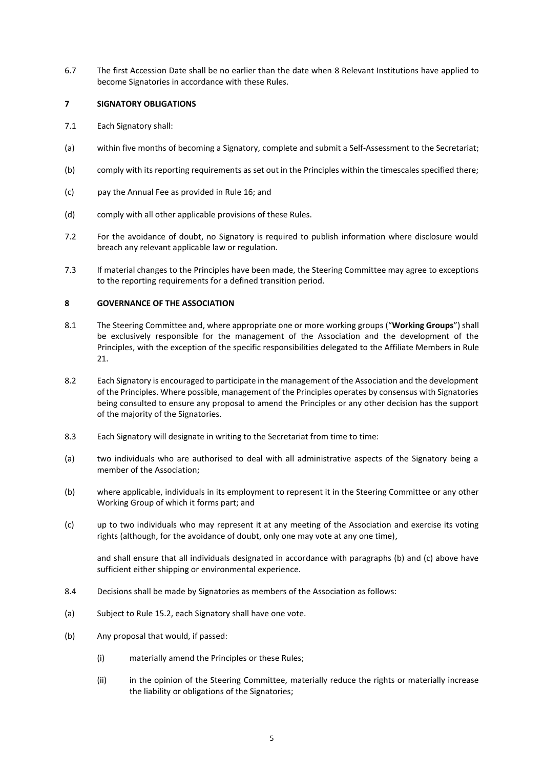6.7 The first Accession Date shall be no earlier than the date when 8 Relevant Institutions have applied to become Signatories in accordance with these Rules.

## 7 SIGNATORY OBLIGATIONS

7.1 Each Signatory shall:

(a) within five months of becoming a Signatory, complete and submit a Self-Assessment to the Secretariat;

(b) comply with its reporting requirements as set out in the Principles within the timescales specified there;

(c) pay the Annual Fee as provided in Rule 16; and

(d) comply with all other applicable provisions of these Rules.

7.2 For the avoidance of doubt, no Signatory is required to publish information where disclosure would breach any relevant applicable law or regulation.

7.3 If material changes to the Principles have been made, the Steering Committee may agree to exceptions to the reporting requirements for a defined transition period.

## 8 GOVERNANCE OF THE ASSOCIATION

8.1 The Steering Committee and, where appropriate one or more working groups ("**Working Groups**") shall be exclusively responsible for the management of the Association and the development of the Principles, with the exception of the specific responsibilities delegated to the Affiliate Members in Rule 21.

8.2 Each Signatory is encouraged to participate in the management of the Association and the development of the Principles. Where possible, management of the Principles operates by consensus with Signatories being consulted to ensure any proposal to amend the Principles or any other decision has the support of the majority of the Signatories.

8.3 Each Signatory will designate in writing to the Secretariat from time to time:

(a) two individuals who are authorised to deal with all administrative aspects of the Signatory being a member of the Association;

(b) where applicable, individuals in its employment to represent it in the Steering Committee or any other Working Group of which it forms part; and

(c) up to two individuals who may represent it at any meeting of the Association and exercise its voting rights (although, for the avoidance of doubt, only one may vote at any one time),

and shall ensure that all individuals designated in accordance with paragraphs (b) and (c) above have sufficient either shipping or environmental experience.

8.4 Decisions shall be made by Signatories as members of the Association as follows:

(a) Subject to Rule 15.2, each Signatory shall have one vote.

(b) Any proposal that would, if passed:

(i) materially amend the Principles or these Rules;

(ii) in the opinion of the Steering Committee, materially reduce the rights or materially increase the liability or obligations of the Signatories;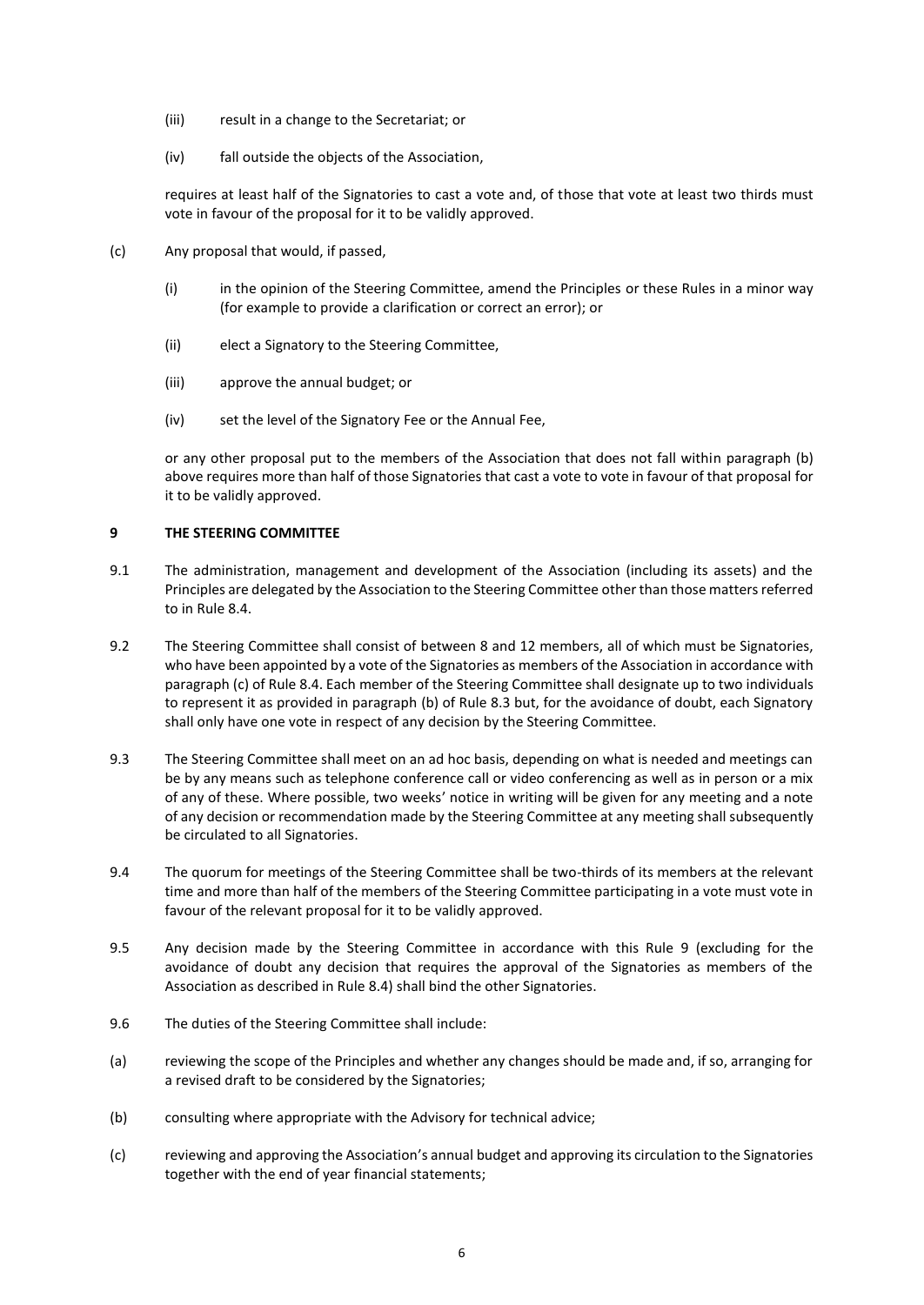(iii) result in a change to the Secretariat; or

(iv) fall outside the objects of the Association,

requires at least half of the Signatories to cast a vote and, of those that vote at least two thirds must vote in favour of the proposal for it to be validly approved.

(c) Any proposal that would, if passed,

(i) in the opinion of the Steering Committee, amend the Principles or these Rules in a minor way (for example to provide a clarification or correct an error); or

(ii) elect a Signatory to the Steering Committee,

(iii) approve the annual budget; or

(iv) set the level of the Signatory Fee or the Annual Fee,

or any other proposal put to the members of the Association that does not fall within paragraph (b) above requires more than half of those Signatories that cast a vote to vote in favour of that proposal for it to be validly approved.

**9 THE STEERING COMMITTEE**

9.1 The administration, management and development of the Association (including its assets) and the Principles are delegated by the Association to the Steering Committee other than those matters referred to in Rule 8.4.

9.2 The Steering Committee shall consist of between 8 and 12 members, all of which must be Signatories, who have been appointed by a vote of the Signatories as members of the Association in accordance with paragraph (c) of Rule 8.4. Each member of the Steering Committee shall designate up to two individuals to represent it as provided in paragraph (b) of Rule 8.3 but, for the avoidance of doubt, each Signatory shall only have one vote in respect of any decision by the Steering Committee.

9.3 The Steering Committee shall meet on an ad hoc basis, depending on what is needed and meetings can be by any means such as telephone conference call or video conferencing as well as in person or a mix of any of these. Where possible, two weeks' notice in writing will be given for any meeting and a note of any decision or recommendation made by the Steering Committee at any meeting shall subsequently be circulated to all Signatories.

9.4 The quorum for meetings of the Steering Committee shall be two-thirds of its members at the relevant time and more than half of the members of the Steering Committee participating in a vote must vote in favour of the relevant proposal for it to be validly approved.

9.5 Any decision made by the Steering Committee in accordance with this Rule 9 (excluding for the avoidance of doubt any decision that requires the approval of the Signatories as members of the Association as described in Rule 8.4) shall bind the other Signatories.

9.6 The duties of the Steering Committee shall include:

(a) reviewing the scope of the Principles and whether any changes should be made and, if so, arranging for a revised draft to be considered by the Signatories;

(b) consulting where appropriate with the Advisory for technical advice;

(c) reviewing and approving the Association's annual budget and approving its circulation to the Signatories together with the end of year financial statements;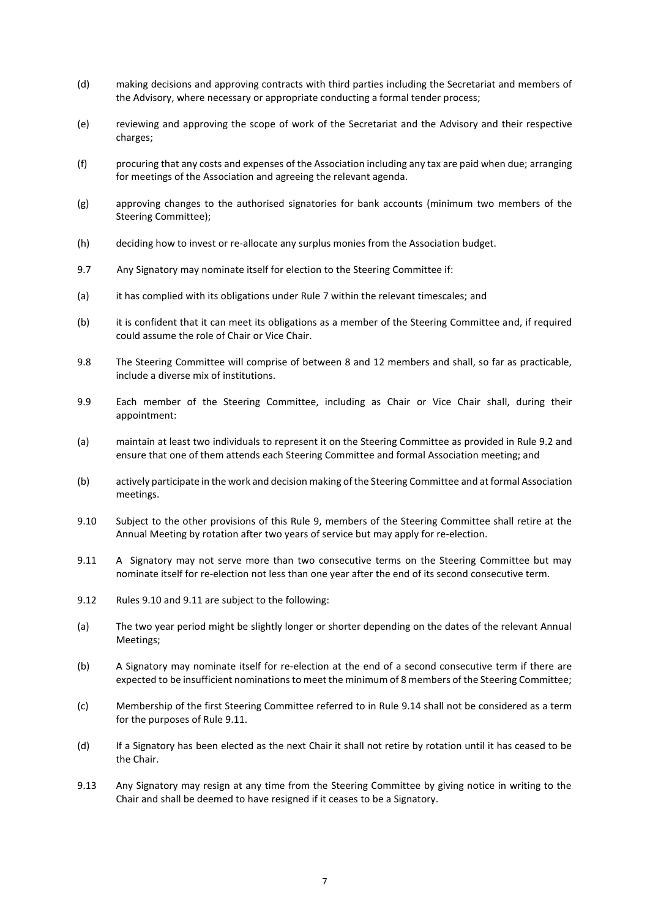(d) making decisions and approving contracts with third parties including the Secretariat and members of the Advisory, where necessary or appropriate conducting a formal tender process;

(e) reviewing and approving the scope of work of the Secretariat and the Advisory and their respective charges;

(f) procuring that any costs and expenses of the Association including any tax are paid when due; arranging for meetings of the Association and agreeing the relevant agenda.

(g) approving changes to the authorised signatories for bank accounts (minimum two members of the Steering Committee);

(h) deciding how to invest or re-allocate any surplus monies from the Association budget.

9.7 Any Signatory may nominate itself for election to the Steering Committee if:

(a) it has complied with its obligations under Rule 7 within the relevant timescales; and

(b) it is confident that it can meet its obligations as a member of the Steering Committee and, if required could assume the role of Chair or Vice Chair.

9.8 The Steering Committee will comprise of between 8 and 12 members and shall, so far as practicable, include a diverse mix of institutions.

9.9 Each member of the Steering Committee, including as Chair or Vice Chair shall, during their appointment:

(a) maintain at least two individuals to represent it on the Steering Committee as provided in Rule 9.2 and ensure that one of them attends each Steering Committee and formal Association meeting; and

(b) actively participate in the work and decision making of the Steering Committee and at formal Association meetings.

9.10 Subject to the other provisions of this Rule 9, members of the Steering Committee shall retire at the Annual Meeting by rotation after two years of service but may apply for re-election.

9.11 A Signatory may not serve more than two consecutive terms on the Steering Committee but may nominate itself for re-election not less than one year after the end of its second consecutive term.

9.12 Rules 9.10 and 9.11 are subject to the following:

(a) The two year period might be slightly longer or shorter depending on the dates of the relevant Annual Meetings;

(b) A Signatory may nominate itself for re-election at the end of a second consecutive term if there are expected to be insufficient nominations to meet the minimum of 8 members of the Steering Committee;

(c) Membership of the first Steering Committee referred to in Rule 9.14 shall not be considered as a term for the purposes of Rule 9.11.

(d) If a Signatory has been elected as the next Chair it shall not retire by rotation until it has ceased to be the Chair.

9.13 Any Signatory may resign at any time from the Steering Committee by giving notice in writing to the Chair and shall be deemed to have resigned if it ceases to be a Signatory.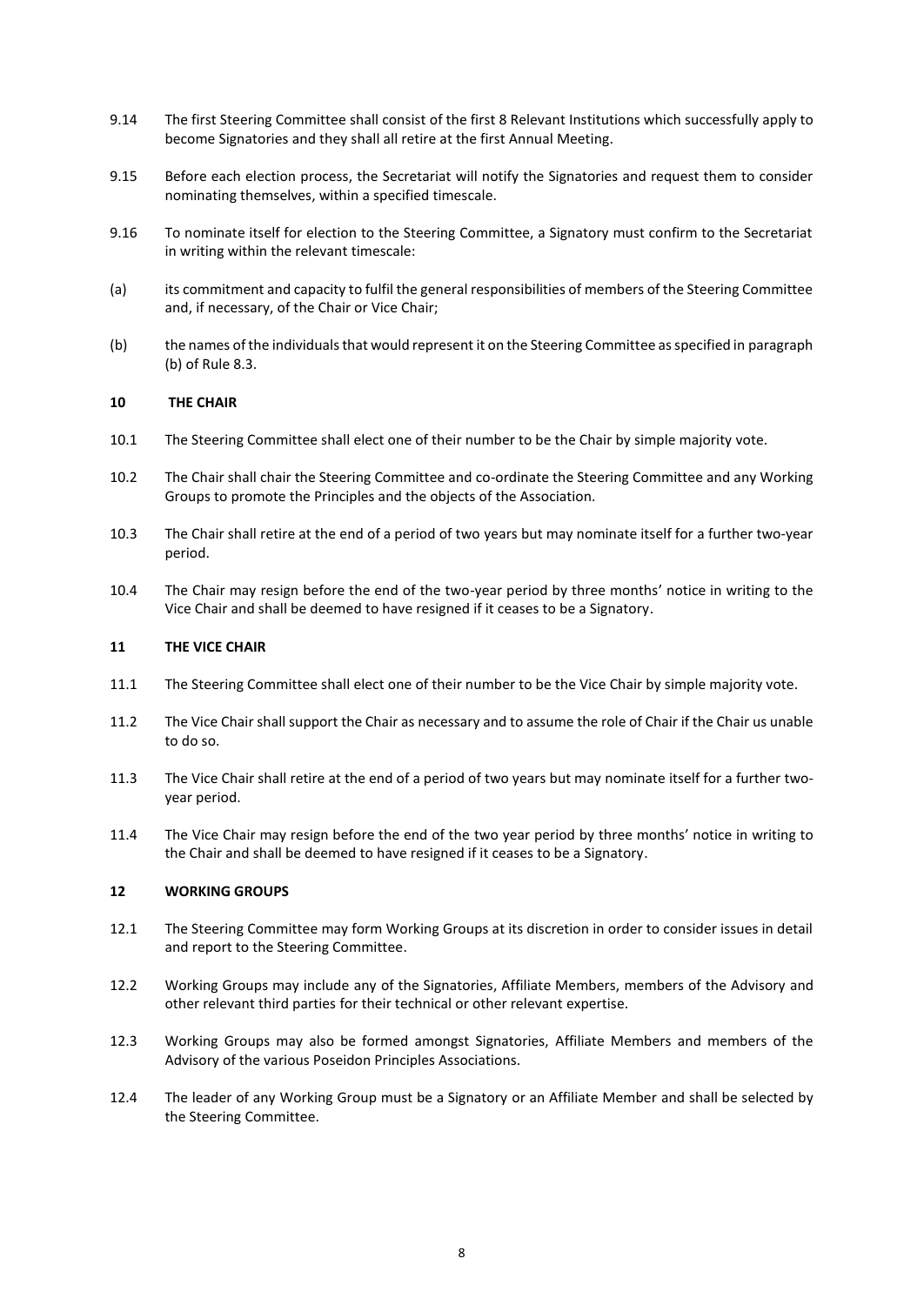9.14 The first Steering Committee shall consist of the first 8 Relevant Institutions which successfully apply to become Signatories and they shall all retire at the first Annual Meeting.

9.15 Before each election process, the Secretariat will notify the Signatories and request them to consider nominating themselves, within a specified timescale.

9.16 To nominate itself for election to the Steering Committee, a Signatory must confirm to the Secretariat in writing within the relevant timescale:

(a) its commitment and capacity to fulfil the general responsibilities of members of the Steering Committee and, if necessary, of the Chair or Vice Chair;

(b) the names of the individuals that would represent it on the Steering Committee as specified in paragraph (b) of Rule 8.3.

## 10 THE CHAIR

10.1 The Steering Committee shall elect one of their number to be the Chair by simple majority vote.

10.2 The Chair shall chair the Steering Committee and co-ordinate the Steering Committee and any Working Groups to promote the Principles and the objects of the Association.

10.3 The Chair shall retire at the end of a period of two years but may nominate itself for a further two-year period.

10.4 The Chair may resign before the end of the two-year period by three months' notice in writing to the Vice Chair and shall be deemed to have resigned if it ceases to be a Signatory.

## 11 THE VICE CHAIR

11.1 The Steering Committee shall elect one of their number to be the Vice Chair by simple majority vote.

11.2 The Vice Chair shall support the Chair as necessary and to assume the role of Chair if the Chair us unable to do so.

11.3 The Vice Chair shall retire at the end of a period of two years but may nominate itself for a further two-year period.

11.4 The Vice Chair may resign before the end of the two year period by three months' notice in writing to the Chair and shall be deemed to have resigned if it ceases to be a Signatory.

## 12 WORKING GROUPS

12.1 The Steering Committee may form Working Groups at its discretion in order to consider issues in detail and report to the Steering Committee.

12.2 Working Groups may include any of the Signatories, Affiliate Members, members of the Advisory and other relevant third parties for their technical or other relevant expertise.

12.3 Working Groups may also be formed amongst Signatories, Affiliate Members and members of the Advisory of the various Poseidon Principles Associations.

12.4 The leader of any Working Group must be a Signatory or an Affiliate Member and shall be selected by the Steering Committee.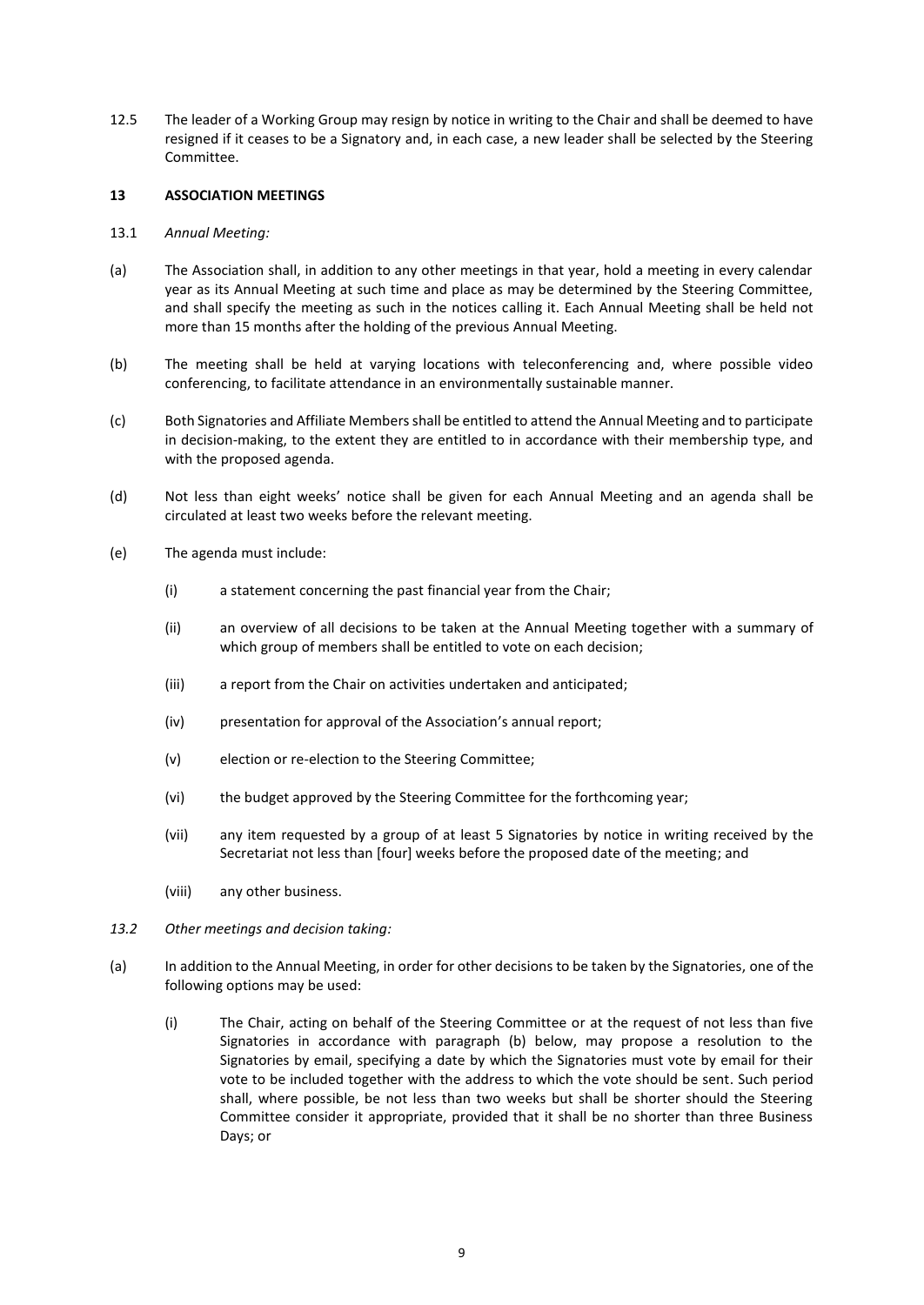12.5 The leader of a Working Group may resign by notice in writing to the Chair and shall be deemed to have resigned if it ceases to be a Signatory and, in each case, a new leader shall be selected by the Steering Committee.

## 13 ASSOCIATION MEETINGS

13.1 *Annual Meeting:*

(a) The Association shall, in addition to any other meetings in that year, hold a meeting in every calendar year as its Annual Meeting at such time and place as may be determined by the Steering Committee, and shall specify the meeting as such in the notices calling it. Each Annual Meeting shall be held not more than 15 months after the holding of the previous Annual Meeting.

(b) The meeting shall be held at varying locations with teleconferencing and, where possible video conferencing, to facilitate attendance in an environmentally sustainable manner.

(c) Both Signatories and Affiliate Members shall be entitled to attend the Annual Meeting and to participate in decision-making, to the extent they are entitled to in accordance with their membership type, and with the proposed agenda.

(d) Not less than eight weeks' notice shall be given for each Annual Meeting and an agenda shall be circulated at least two weeks before the relevant meeting.

(e) The agenda must include:

(i) a statement concerning the past financial year from the Chair;

(ii) an overview of all decisions to be taken at the Annual Meeting together with a summary of which group of members shall be entitled to vote on each decision;

(iii) a report from the Chair on activities undertaken and anticipated;

(iv) presentation for approval of the Association's annual report;

(v) election or re-election to the Steering Committee;

(vi) the budget approved by the Steering Committee for the forthcoming year;

(vii) any item requested by a group of at least 5 Signatories by notice in writing received by the Secretariat not less than [four] weeks before the proposed date of the meeting; and

(viii) any other business.

*13.2 Other meetings and decision taking:*

(a) In addition to the Annual Meeting, in order for other decisions to be taken by the Signatories, one of the following options may be used:

(i) The Chair, acting on behalf of the Steering Committee or at the request of not less than five Signatories in accordance with paragraph (b) below, may propose a resolution to the Signatories by email, specifying a date by which the Signatories must vote by email for their vote to be included together with the address to which the vote should be sent. Such period shall, where possible, be not less than two weeks but shall be shorter should the Steering Committee consider it appropriate, provided that it shall be no shorter than three Business Days; or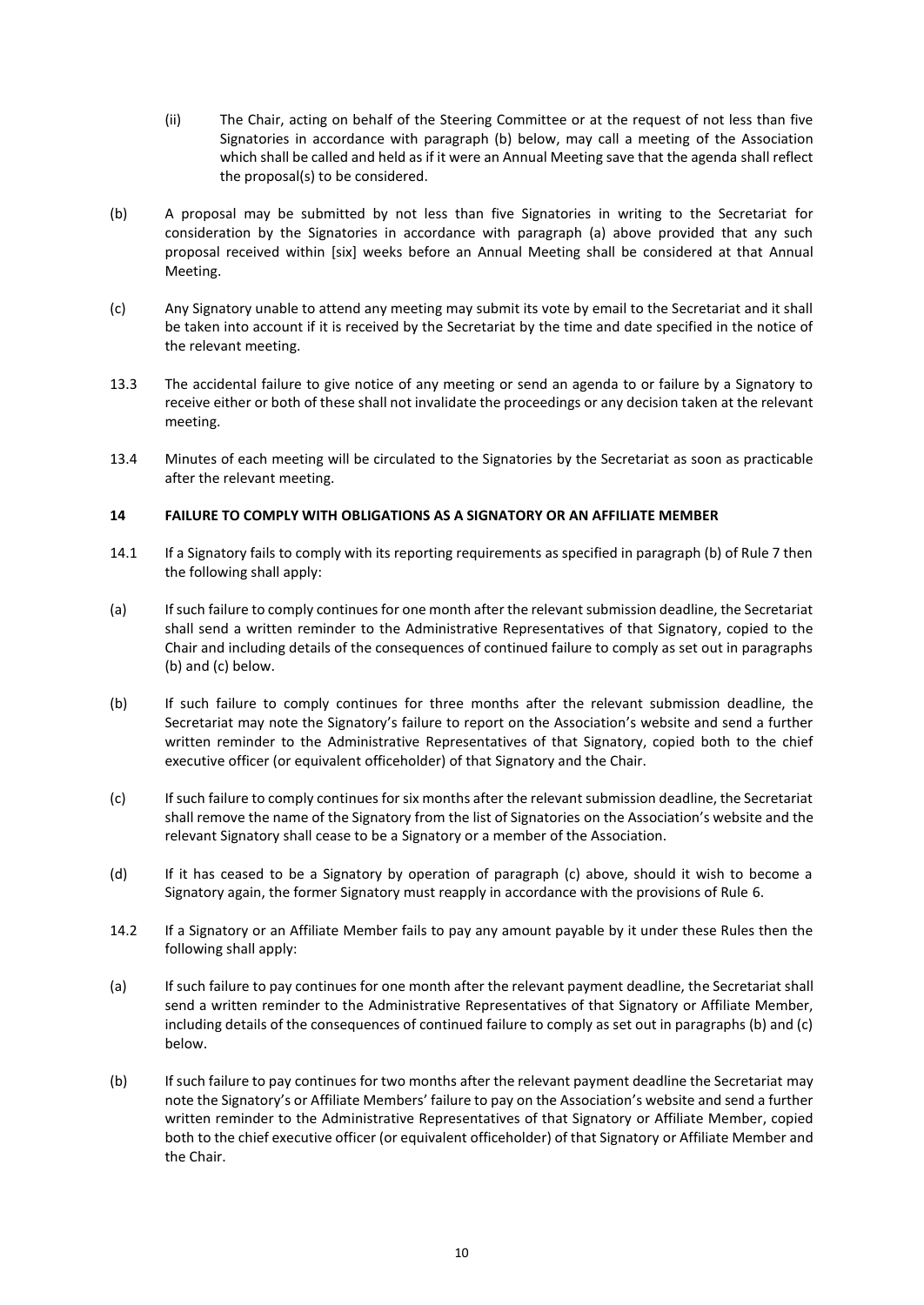(ii) The Chair, acting on behalf of the Steering Committee or at the request of not less than five Signatories in accordance with paragraph (b) below, may call a meeting of the Association which shall be called and held as if it were an Annual Meeting save that the agenda shall reflect the proposal(s) to be considered.

(b) A proposal may be submitted by not less than five Signatories in writing to the Secretariat for consideration by the Signatories in accordance with paragraph (a) above provided that any such proposal received within [six] weeks before an Annual Meeting shall be considered at that Annual Meeting.

(c) Any Signatory unable to attend any meeting may submit its vote by email to the Secretariat and it shall be taken into account if it is received by the Secretariat by the time and date specified in the notice of the relevant meeting.

13.3 The accidental failure to give notice of any meeting or send an agenda to or failure by a Signatory to receive either or both of these shall not invalidate the proceedings or any decision taken at the relevant meeting.

13.4 Minutes of each meeting will be circulated to the Signatories by the Secretariat as soon as practicable after the relevant meeting.

**14 FAILURE TO COMPLY WITH OBLIGATIONS AS A SIGNATORY OR AN AFFILIATE MEMBER**

14.1 If a Signatory fails to comply with its reporting requirements as specified in paragraph (b) of Rule 7 then the following shall apply:

(a) If such failure to comply continues for one month after the relevant submission deadline, the Secretariat shall send a written reminder to the Administrative Representatives of that Signatory, copied to the Chair and including details of the consequences of continued failure to comply as set out in paragraphs (b) and (c) below.

(b) If such failure to comply continues for three months after the relevant submission deadline, the Secretariat may note the Signatory's failure to report on the Association's website and send a further written reminder to the Administrative Representatives of that Signatory, copied both to the chief executive officer (or equivalent officeholder) of that Signatory and the Chair.

(c) If such failure to comply continues for six months after the relevant submission deadline, the Secretariat shall remove the name of the Signatory from the list of Signatories on the Association's website and the relevant Signatory shall cease to be a Signatory or a member of the Association.

(d) If it has ceased to be a Signatory by operation of paragraph (c) above, should it wish to become a Signatory again, the former Signatory must reapply in accordance with the provisions of Rule 6.

14.2 If a Signatory or an Affiliate Member fails to pay any amount payable by it under these Rules then the following shall apply:

(a) If such failure to pay continues for one month after the relevant payment deadline, the Secretariat shall send a written reminder to the Administrative Representatives of that Signatory or Affiliate Member, including details of the consequences of continued failure to comply as set out in paragraphs (b) and (c) below.

(b) If such failure to pay continues for two months after the relevant payment deadline the Secretariat may note the Signatory's or Affiliate Members' failure to pay on the Association's website and send a further written reminder to the Administrative Representatives of that Signatory or Affiliate Member, copied both to the chief executive officer (or equivalent officeholder) of that Signatory or Affiliate Member and the Chair.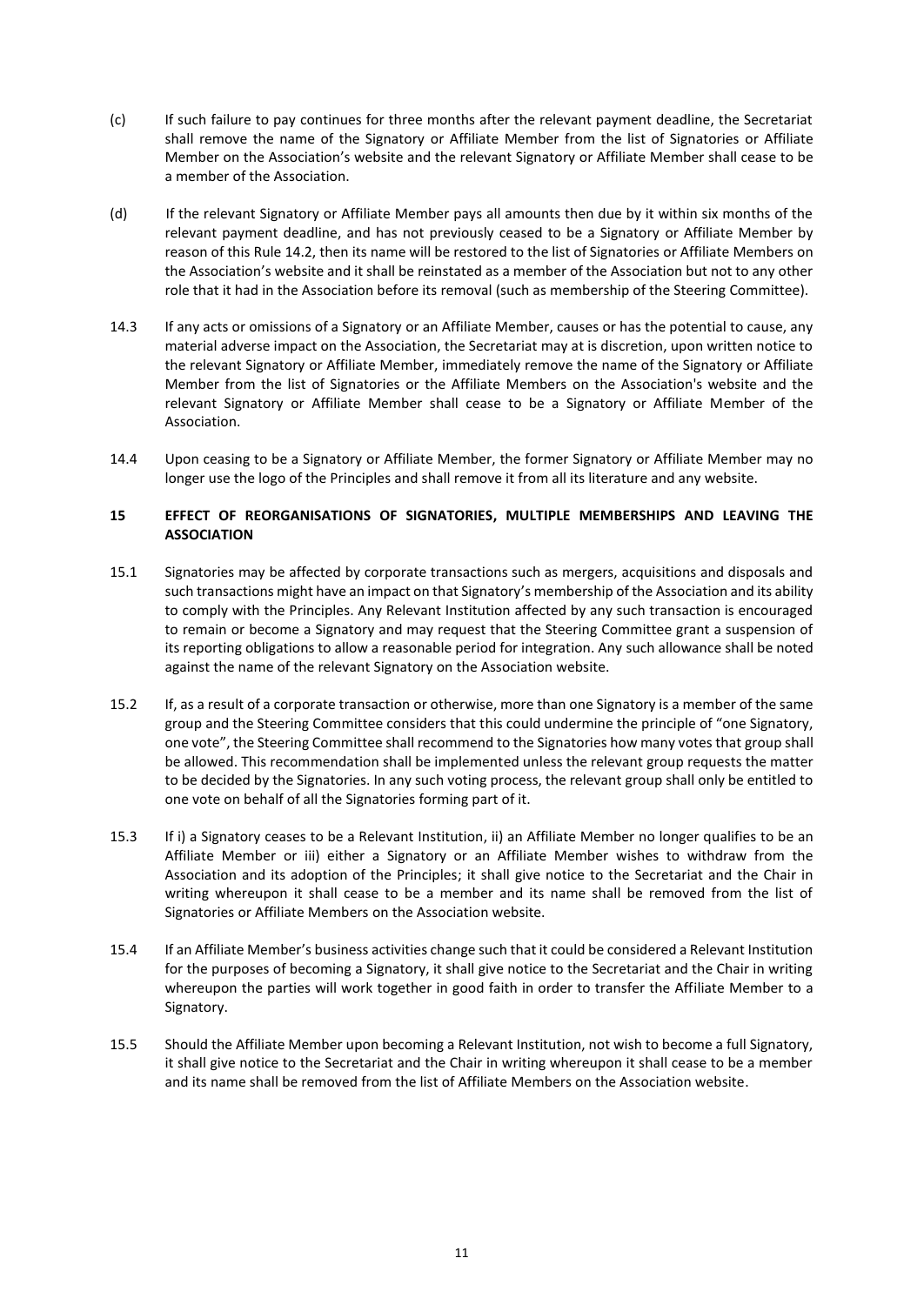(c) If such failure to pay continues for three months after the relevant payment deadline, the Secretariat shall remove the name of the Signatory or Affiliate Member from the list of Signatories or Affiliate Member on the Association's website and the relevant Signatory or Affiliate Member shall cease to be a member of the Association.

(d) If the relevant Signatory or Affiliate Member pays all amounts then due by it within six months of the relevant payment deadline, and has not previously ceased to be a Signatory or Affiliate Member by reason of this Rule 14.2, then its name will be restored to the list of Signatories or Affiliate Members on the Association's website and it shall be reinstated as a member of the Association but not to any other role that it had in the Association before its removal (such as membership of the Steering Committee).

14.3 If any acts or omissions of a Signatory or an Affiliate Member, causes or has the potential to cause, any material adverse impact on the Association, the Secretariat may at is discretion, upon written notice to the relevant Signatory or Affiliate Member, immediately remove the name of the Signatory or Affiliate Member from the list of Signatories or the Affiliate Members on the Association's website and the relevant Signatory or Affiliate Member shall cease to be a Signatory or Affiliate Member of the Association.

14.4 Upon ceasing to be a Signatory or Affiliate Member, the former Signatory or Affiliate Member may no longer use the logo of the Principles and shall remove it from all its literature and any website.

## 15 EFFECT OF REORGANISATIONS OF SIGNATORIES, MULTIPLE MEMBERSHIPS AND LEAVING THE ASSOCIATION

15.1 Signatories may be affected by corporate transactions such as mergers, acquisitions and disposals and such transactions might have an impact on that Signatory's membership of the Association and its ability to comply with the Principles. Any Relevant Institution affected by any such transaction is encouraged to remain or become a Signatory and may request that the Steering Committee grant a suspension of its reporting obligations to allow a reasonable period for integration. Any such allowance shall be noted against the name of the relevant Signatory on the Association website.

15.2 If, as a result of a corporate transaction or otherwise, more than one Signatory is a member of the same group and the Steering Committee considers that this could undermine the principle of "one Signatory, one vote", the Steering Committee shall recommend to the Signatories how many votes that group shall be allowed. This recommendation shall be implemented unless the relevant group requests the matter to be decided by the Signatories. In any such voting process, the relevant group shall only be entitled to one vote on behalf of all the Signatories forming part of it.

15.3 If i) a Signatory ceases to be a Relevant Institution, ii) an Affiliate Member no longer qualifies to be an Affiliate Member or iii) either a Signatory or an Affiliate Member wishes to withdraw from the Association and its adoption of the Principles; it shall give notice to the Secretariat and the Chair in writing whereupon it shall cease to be a member and its name shall be removed from the list of Signatories or Affiliate Members on the Association website.

15.4 If an Affiliate Member's business activities change such that it could be considered a Relevant Institution for the purposes of becoming a Signatory, it shall give notice to the Secretariat and the Chair in writing whereupon the parties will work together in good faith in order to transfer the Affiliate Member to a Signatory.

15.5 Should the Affiliate Member upon becoming a Relevant Institution, not wish to become a full Signatory, it shall give notice to the Secretariat and the Chair in writing whereupon it shall cease to be a member and its name shall be removed from the list of Affiliate Members on the Association website.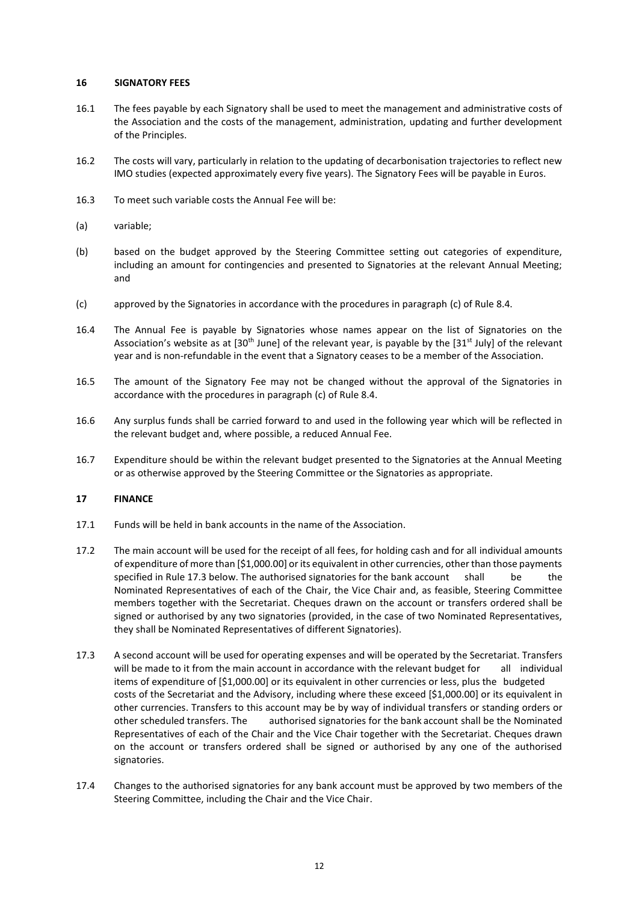## 16 SIGNATORY FEES

16.1 The fees payable by each Signatory shall be used to meet the management and administrative costs of the Association and the costs of the management, administration, updating and further development of the Principles.

16.2 The costs will vary, particularly in relation to the updating of decarbonisation trajectories to reflect new IMO studies (expected approximately every five years). The Signatory Fees will be payable in Euros.

16.3 To meet such variable costs the Annual Fee will be:

(a) variable;

(b) based on the budget approved by the Steering Committee setting out categories of expenditure, including an amount for contingencies and presented to Signatories at the relevant Annual Meeting; and

(c) approved by the Signatories in accordance with the procedures in paragraph (c) of Rule 8.4.

16.4 The Annual Fee is payable by Signatories whose names appear on the list of Signatories on the Association's website as at [30th June] of the relevant year, is payable by the [31st July] of the relevant year and is non-refundable in the event that a Signatory ceases to be a member of the Association.

16.5 The amount of the Signatory Fee may not be changed without the approval of the Signatories in accordance with the procedures in paragraph (c) of Rule 8.4.

16.6 Any surplus funds shall be carried forward to and used in the following year which will be reflected in the relevant budget and, where possible, a reduced Annual Fee.

16.7 Expenditure should be within the relevant budget presented to the Signatories at the Annual Meeting or as otherwise approved by the Steering Committee or the Signatories as appropriate.

## 17 FINANCE

17.1 Funds will be held in bank accounts in the name of the Association.

17.2 The main account will be used for the receipt of all fees, for holding cash and for all individual amounts of expenditure of more than [$1,000.00] or its equivalent in other currencies, other than those payments specified in Rule 17.3 below. The authorised signatories for the bank account shall be the Nominated Representatives of each of the Chair, the Vice Chair and, as feasible, Steering Committee members together with the Secretariat. Cheques drawn on the account or transfers ordered shall be signed or authorised by any two signatories (provided, in the case of two Nominated Representatives, they shall be Nominated Representatives of different Signatories).

17.3 A second account will be used for operating expenses and will be operated by the Secretariat. Transfers will be made to it from the main account in accordance with the relevant budget for all individual items of expenditure of [$1,000.00] or its equivalent in other currencies or less, plus the budgeted costs of the Secretariat and the Advisory, including where these exceed [$1,000.00] or its equivalent in other currencies. Transfers to this account may be by way of individual transfers or standing orders or other scheduled transfers. The authorised signatories for the bank account shall be the Nominated Representatives of each of the Chair and the Vice Chair together with the Secretariat. Cheques drawn on the account or transfers ordered shall be signed or authorised by any one of the authorised signatories.

17.4 Changes to the authorised signatories for any bank account must be approved by two members of the Steering Committee, including the Chair and the Vice Chair.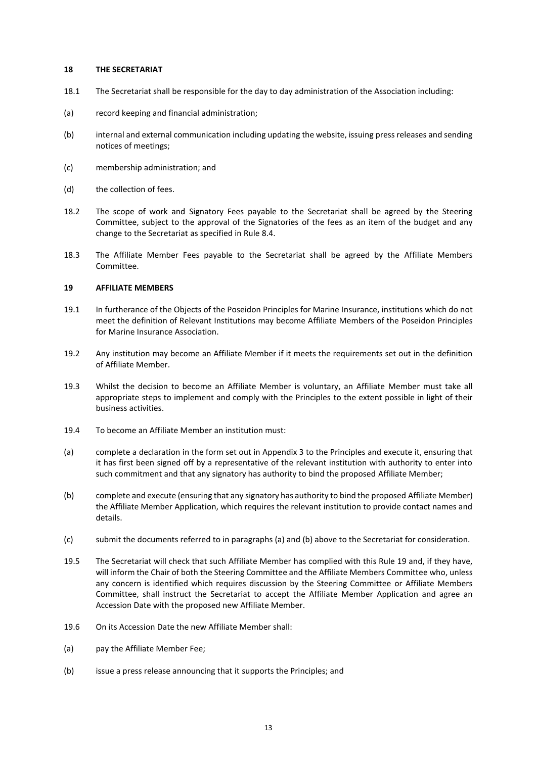## 18 THE SECRETARIAT

18.1 The Secretariat shall be responsible for the day to day administration of the Association including:

(a) record keeping and financial administration;

(b) internal and external communication including updating the website, issuing press releases and sending notices of meetings;

(c) membership administration; and

(d) the collection of fees.

18.2 The scope of work and Signatory Fees payable to the Secretariat shall be agreed by the Steering Committee, subject to the approval of the Signatories of the fees as an item of the budget and any change to the Secretariat as specified in Rule 8.4.

18.3 The Affiliate Member Fees payable to the Secretariat shall be agreed by the Affiliate Members Committee.

## 19 AFFILIATE MEMBERS

19.1 In furtherance of the Objects of the Poseidon Principles for Marine Insurance, institutions which do not meet the definition of Relevant Institutions may become Affiliate Members of the Poseidon Principles for Marine Insurance Association.

19.2 Any institution may become an Affiliate Member if it meets the requirements set out in the definition of Affiliate Member.

19.3 Whilst the decision to become an Affiliate Member is voluntary, an Affiliate Member must take all appropriate steps to implement and comply with the Principles to the extent possible in light of their business activities.

19.4 To become an Affiliate Member an institution must:

(a) complete a declaration in the form set out in Appendix 3 to the Principles and execute it, ensuring that it has first been signed off by a representative of the relevant institution with authority to enter into such commitment and that any signatory has authority to bind the proposed Affiliate Member;

(b) complete and execute (ensuring that any signatory has authority to bind the proposed Affiliate Member) the Affiliate Member Application, which requires the relevant institution to provide contact names and details.

(c) submit the documents referred to in paragraphs (a) and (b) above to the Secretariat for consideration.

19.5 The Secretariat will check that such Affiliate Member has complied with this Rule 19 and, if they have, will inform the Chair of both the Steering Committee and the Affiliate Members Committee who, unless any concern is identified which requires discussion by the Steering Committee or Affiliate Members Committee, shall instruct the Secretariat to accept the Affiliate Member Application and agree an Accession Date with the proposed new Affiliate Member.

19.6 On its Accession Date the new Affiliate Member shall:

(a) pay the Affiliate Member Fee;

(b) issue a press release announcing that it supports the Principles; and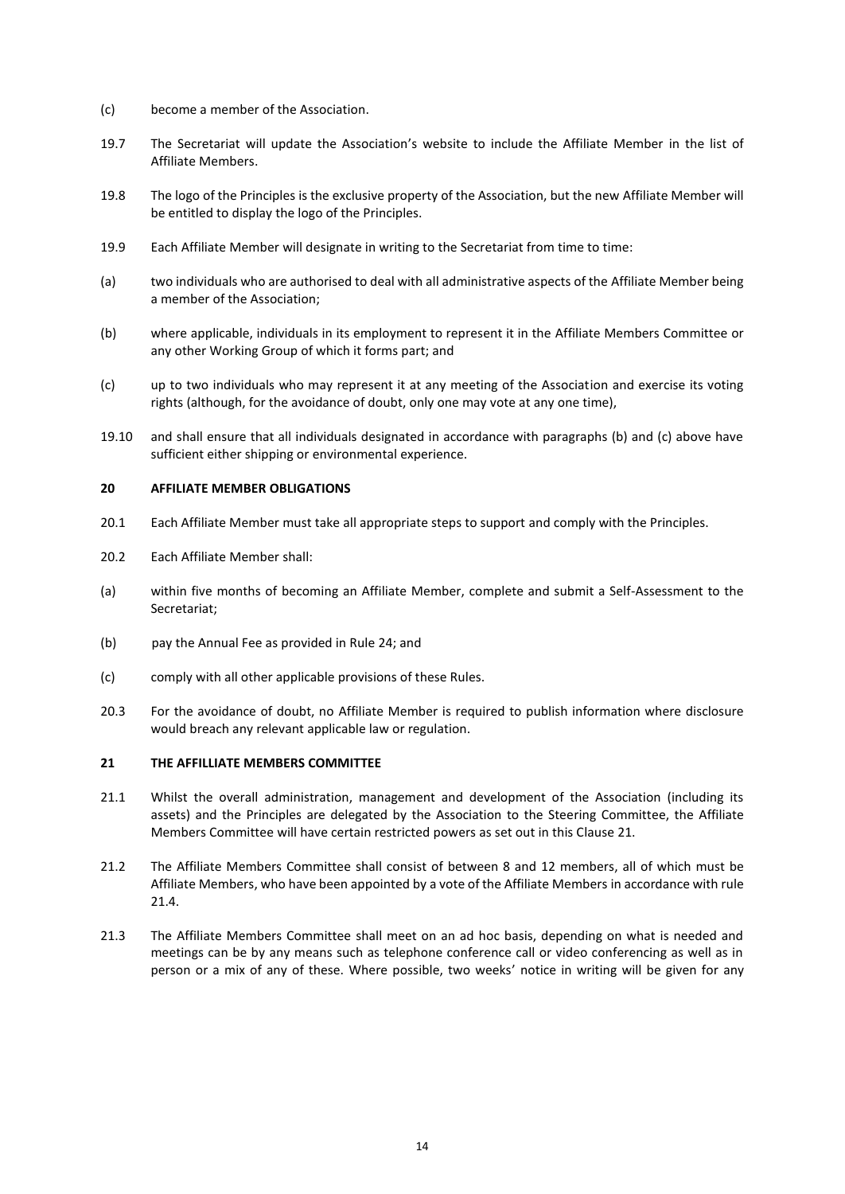(c) become a member of the Association.

19.7 The Secretariat will update the Association's website to include the Affiliate Member in the list of Affiliate Members.

19.8 The logo of the Principles is the exclusive property of the Association, but the new Affiliate Member will be entitled to display the logo of the Principles.

19.9 Each Affiliate Member will designate in writing to the Secretariat from time to time:

(a) two individuals who are authorised to deal with all administrative aspects of the Affiliate Member being a member of the Association;

(b) where applicable, individuals in its employment to represent it in the Affiliate Members Committee or any other Working Group of which it forms part; and

(c) up to two individuals who may represent it at any meeting of the Association and exercise its voting rights (although, for the avoidance of doubt, only one may vote at any one time),

19.10 and shall ensure that all individuals designated in accordance with paragraphs (b) and (c) above have sufficient either shipping or environmental experience.

## 20 AFFILIATE MEMBER OBLIGATIONS

20.1 Each Affiliate Member must take all appropriate steps to support and comply with the Principles.

20.2 Each Affiliate Member shall:

(a) within five months of becoming an Affiliate Member, complete and submit a Self-Assessment to the Secretariat;

(b) pay the Annual Fee as provided in Rule 24; and

(c) comply with all other applicable provisions of these Rules.

20.3 For the avoidance of doubt, no Affiliate Member is required to publish information where disclosure would breach any relevant applicable law or regulation.

## 21 THE AFFILLIATE MEMBERS COMMITTEE

21.1 Whilst the overall administration, management and development of the Association (including its assets) and the Principles are delegated by the Association to the Steering Committee, the Affiliate Members Committee will have certain restricted powers as set out in this Clause 21.

21.2 The Affiliate Members Committee shall consist of between 8 and 12 members, all of which must be Affiliate Members, who have been appointed by a vote of the Affiliate Members in accordance with rule 21.4.

21.3 The Affiliate Members Committee shall meet on an ad hoc basis, depending on what is needed and meetings can be by any means such as telephone conference call or video conferencing as well as in person or a mix of any of these. Where possible, two weeks' notice in writing will be given for any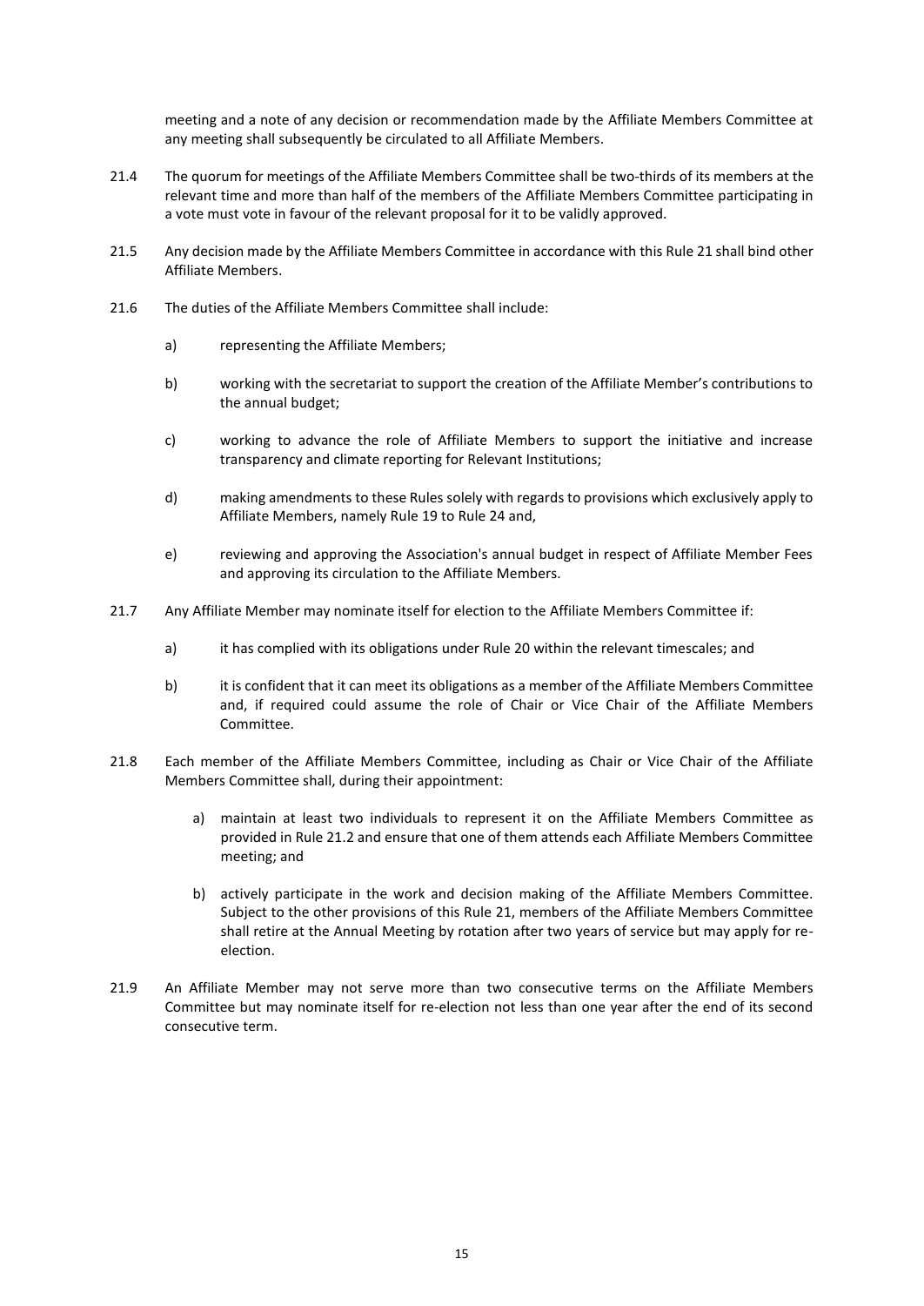meeting and a note of any decision or recommendation made by the Affiliate Members Committee at any meeting shall subsequently be circulated to all Affiliate Members.

21.4 The quorum for meetings of the Affiliate Members Committee shall be two-thirds of its members at the relevant time and more than half of the members of the Affiliate Members Committee participating in a vote must vote in favour of the relevant proposal for it to be validly approved.

21.5 Any decision made by the Affiliate Members Committee in accordance with this Rule 21 shall bind other Affiliate Members.

21.6 The duties of the Affiliate Members Committee shall include:

a) representing the Affiliate Members;

b) working with the secretariat to support the creation of the Affiliate Member's contributions to the annual budget;

c) working to advance the role of Affiliate Members to support the initiative and increase transparency and climate reporting for Relevant Institutions;

d) making amendments to these Rules solely with regards to provisions which exclusively apply to Affiliate Members, namely Rule 19 to Rule 24 and,

e) reviewing and approving the Association's annual budget in respect of Affiliate Member Fees and approving its circulation to the Affiliate Members.

21.7 Any Affiliate Member may nominate itself for election to the Affiliate Members Committee if:

a) it has complied with its obligations under Rule 20 within the relevant timescales; and

b) it is confident that it can meet its obligations as a member of the Affiliate Members Committee and, if required could assume the role of Chair or Vice Chair of the Affiliate Members Committee.

21.8 Each member of the Affiliate Members Committee, including as Chair or Vice Chair of the Affiliate Members Committee shall, during their appointment:

a) maintain at least two individuals to represent it on the Affiliate Members Committee as provided in Rule 21.2 and ensure that one of them attends each Affiliate Members Committee meeting; and

b) actively participate in the work and decision making of the Affiliate Members Committee. Subject to the other provisions of this Rule 21, members of the Affiliate Members Committee shall retire at the Annual Meeting by rotation after two years of service but may apply for re-election.

21.9 An Affiliate Member may not serve more than two consecutive terms on the Affiliate Members Committee but may nominate itself for re-election not less than one year after the end of its second consecutive term.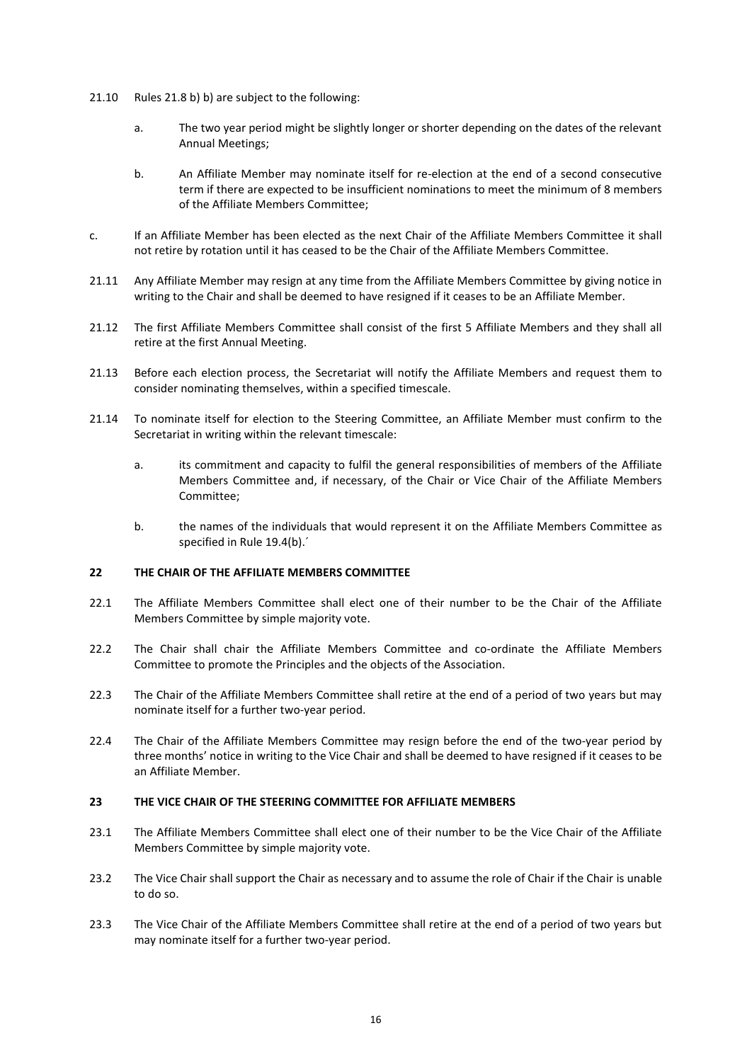21.10 Rules 21.8 b) b) are subject to the following:

   a. The two year period might be slightly longer or shorter depending on the dates of the relevant Annual Meetings;

   b. An Affiliate Member may nominate itself for re-election at the end of a second consecutive term if there are expected to be insufficient nominations to meet the minimum of 8 members of the Affiliate Members Committee;

c. If an Affiliate Member has been elected as the next Chair of the Affiliate Members Committee it shall not retire by rotation until it has ceased to be the Chair of the Affiliate Members Committee.

21.11 Any Affiliate Member may resign at any time from the Affiliate Members Committee by giving notice in writing to the Chair and shall be deemed to have resigned if it ceases to be an Affiliate Member.

21.12 The first Affiliate Members Committee shall consist of the first 5 Affiliate Members and they shall all retire at the first Annual Meeting.

21.13 Before each election process, the Secretariat will notify the Affiliate Members and request them to consider nominating themselves, within a specified timescale.

21.14 To nominate itself for election to the Steering Committee, an Affiliate Member must confirm to the Secretariat in writing within the relevant timescale:

   a. its commitment and capacity to fulfil the general responsibilities of members of the Affiliate Members Committee and, if necessary, of the Chair or Vice Chair of the Affiliate Members Committee;

   b. the names of the individuals that would represent it on the Affiliate Members Committee as specified in Rule 19.4(b).´

**22 THE CHAIR OF THE AFFILIATE MEMBERS COMMITTEE**

22.1 The Affiliate Members Committee shall elect one of their number to be the Chair of the Affiliate Members Committee by simple majority vote.

22.2 The Chair shall chair the Affiliate Members Committee and co-ordinate the Affiliate Members Committee to promote the Principles and the objects of the Association.

22.3 The Chair of the Affiliate Members Committee shall retire at the end of a period of two years but may nominate itself for a further two-year period.

22.4 The Chair of the Affiliate Members Committee may resign before the end of the two-year period by three months' notice in writing to the Vice Chair and shall be deemed to have resigned if it ceases to be an Affiliate Member.

**23 THE VICE CHAIR OF THE STEERING COMMITTEE FOR AFFILIATE MEMBERS**

23.1 The Affiliate Members Committee shall elect one of their number to be the Vice Chair of the Affiliate Members Committee by simple majority vote.

23.2 The Vice Chair shall support the Chair as necessary and to assume the role of Chair if the Chair is unable to do so.

23.3 The Vice Chair of the Affiliate Members Committee shall retire at the end of a period of two years but may nominate itself for a further two-year period.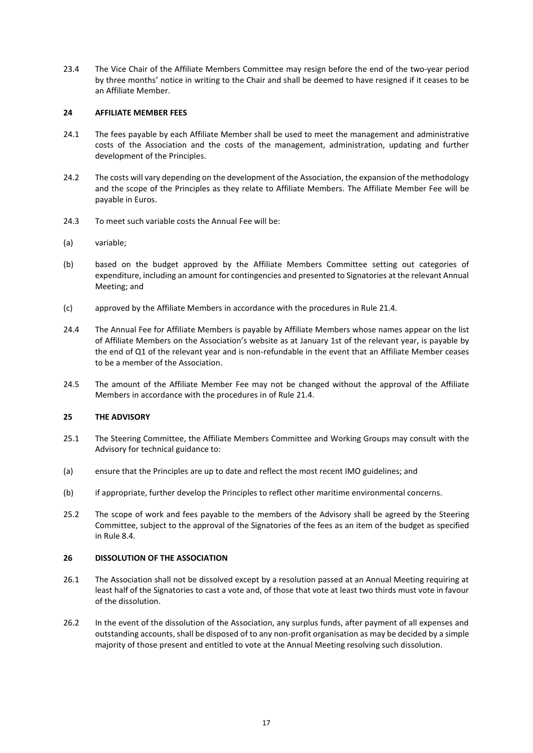23.4 The Vice Chair of the Affiliate Members Committee may resign before the end of the two-year period by three months' notice in writing to the Chair and shall be deemed to have resigned if it ceases to be an Affiliate Member.

**24 AFFILIATE MEMBER FEES**

24.1 The fees payable by each Affiliate Member shall be used to meet the management and administrative costs of the Association and the costs of the management, administration, updating and further development of the Principles.

24.2 The costs will vary depending on the development of the Association, the expansion of the methodology and the scope of the Principles as they relate to Affiliate Members. The Affiliate Member Fee will be payable in Euros.

24.3 To meet such variable costs the Annual Fee will be:

(a) variable;

(b) based on the budget approved by the Affiliate Members Committee setting out categories of expenditure, including an amount for contingencies and presented to Signatories at the relevant Annual Meeting; and

(c) approved by the Affiliate Members in accordance with the procedures in Rule 21.4.

24.4 The Annual Fee for Affiliate Members is payable by Affiliate Members whose names appear on the list of Affiliate Members on the Association's website as at January 1st of the relevant year, is payable by the end of Q1 of the relevant year and is non-refundable in the event that an Affiliate Member ceases to be a member of the Association.

24.5 The amount of the Affiliate Member Fee may not be changed without the approval of the Affiliate Members in accordance with the procedures in of Rule 21.4.

**25 THE ADVISORY**

25.1 The Steering Committee, the Affiliate Members Committee and Working Groups may consult with the Advisory for technical guidance to:

(a) ensure that the Principles are up to date and reflect the most recent IMO guidelines; and

(b) if appropriate, further develop the Principles to reflect other maritime environmental concerns.

25.2 The scope of work and fees payable to the members of the Advisory shall be agreed by the Steering Committee, subject to the approval of the Signatories of the fees as an item of the budget as specified in Rule 8.4.

**26 DISSOLUTION OF THE ASSOCIATION**

26.1 The Association shall not be dissolved except by a resolution passed at an Annual Meeting requiring at least half of the Signatories to cast a vote and, of those that vote at least two thirds must vote in favour of the dissolution.

26.2 In the event of the dissolution of the Association, any surplus funds, after payment of all expenses and outstanding accounts, shall be disposed of to any non-profit organisation as may be decided by a simple majority of those present and entitled to vote at the Annual Meeting resolving such dissolution.